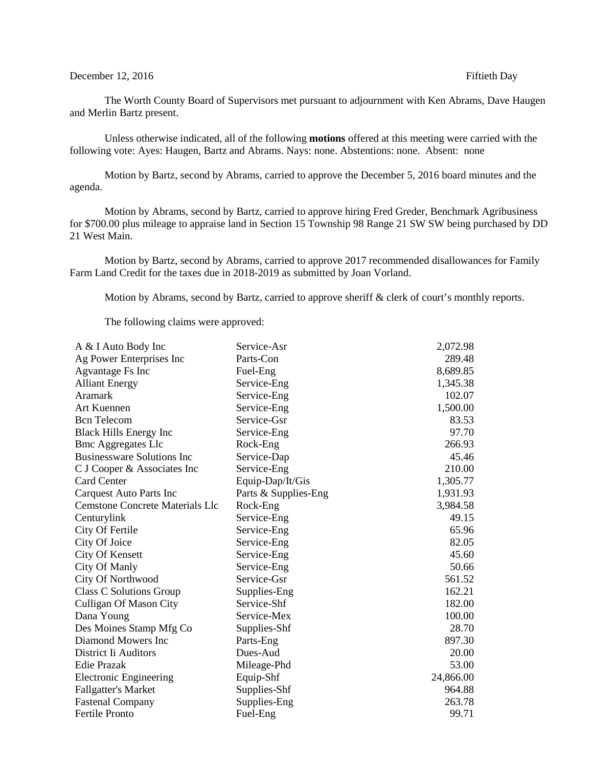December 12, 2016 Fiftieth Day

The Worth County Board of Supervisors met pursuant to adjournment with Ken Abrams, Dave Haugen and Merlin Bartz present.

Unless otherwise indicated, all of the following **motions** offered at this meeting were carried with the following vote: Ayes: Haugen, Bartz and Abrams. Nays: none. Abstentions: none. Absent: none

Motion by Bartz, second by Abrams, carried to approve the December 5, 2016 board minutes and the agenda.

Motion by Abrams, second by Bartz, carried to approve hiring Fred Greder, Benchmark Agribusiness for $700.00 plus mileage to appraise land in Section 15 Township 98 Range 21 SW SW being purchased by DD 21 West Main.

Motion by Bartz, second by Abrams, carried to approve 2017 recommended disallowances for Family Farm Land Credit for the taxes due in 2018-2019 as submitted by Joan Vorland.

Motion by Abrams, second by Bartz, carried to approve sheriff & clerk of court's monthly reports.

The following claims were approved:

| | | |
|---|---|---|
| A & I Auto Body Inc | Service-Asr | 2,072.98 |
| Ag Power Enterprises Inc | Parts-Con | 289.48 |
| Agvantage Fs Inc | Fuel-Eng | 8,689.85 |
| Alliant Energy | Service-Eng | 1,345.38 |
| Aramark | Service-Eng | 102.07 |
| Art Kuennen | Service-Eng | 1,500.00 |
| Bcn Telecom | Service-Gsr | 83.53 |
| Black Hills Energy Inc | Service-Eng | 97.70 |
| Bmc Aggregates Llc | Rock-Eng | 266.93 |
| Businessware Solutions Inc | Service-Dap | 45.46 |
| C J Cooper & Associates Inc | Service-Eng | 210.00 |
| Card Center | Equip-Dap/It/Gis | 1,305.77 |
| Carquest Auto Parts Inc | Parts & Supplies-Eng | 1,931.93 |
| Cemstone Concrete Materials Llc | Rock-Eng | 3,984.58 |
| Centurylink | Service-Eng | 49.15 |
| City Of Fertile | Service-Eng | 65.96 |
| City Of Joice | Service-Eng | 82.05 |
| City Of Kensett | Service-Eng | 45.60 |
| City Of Manly | Service-Eng | 50.66 |
| City Of Northwood | Service-Gsr | 561.52 |
| Class C Solutions Group | Supplies-Eng | 162.21 |
| Culligan Of Mason City | Service-Shf | 182.00 |
| Dana Young | Service-Mex | 100.00 |
| Des Moines Stamp Mfg Co | Supplies-Shf | 28.70 |
| Diamond Mowers Inc | Parts-Eng | 897.30 |
| District Ii Auditors | Dues-Aud | 20.00 |
| Edie Prazak | Mileage-Phd | 53.00 |
| Electronic Engineering | Equip-Shf | 24,866.00 |
| Fallgatter's Market | Supplies-Shf | 964.88 |
| Fastenal Company | Supplies-Eng | 263.78 |
| Fertile Pronto | Fuel-Eng | 99.71 |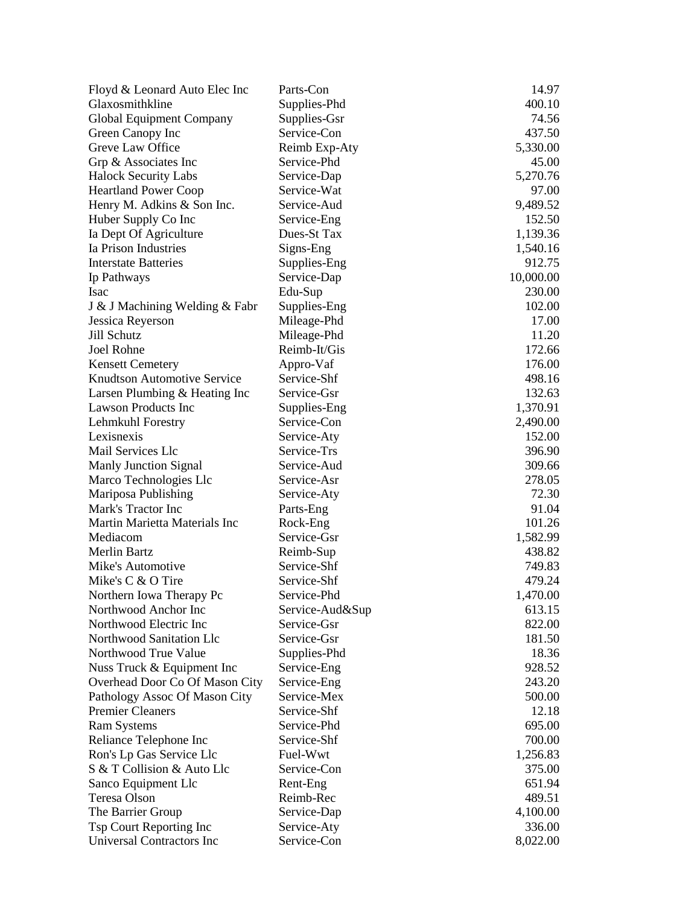| | | |
|---|---|---|
| Floyd & Leonard Auto Elec Inc | Parts-Con | 14.97 |
| Glaxosmithkline | Supplies-Phd | 400.10 |
| Global Equipment Company | Supplies-Gsr | 74.56 |
| Green Canopy Inc | Service-Con | 437.50 |
| Greve Law Office | Reimb Exp-Aty | 5,330.00 |
| Grp & Associates Inc | Service-Phd | 45.00 |
| Halock Security Labs | Service-Dap | 5,270.76 |
| Heartland Power Coop | Service-Wat | 97.00 |
| Henry M. Adkins & Son Inc. | Service-Aud | 9,489.52 |
| Huber Supply Co Inc | Service-Eng | 152.50 |
| Ia Dept Of Agriculture | Dues-St Tax | 1,139.36 |
| Ia Prison Industries | Signs-Eng | 1,540.16 |
| Interstate Batteries | Supplies-Eng | 912.75 |
| Ip Pathways | Service-Dap | 10,000.00 |
| Isac | Edu-Sup | 230.00 |
| J & J Machining Welding & Fabr | Supplies-Eng | 102.00 |
| Jessica Reyerson | Mileage-Phd | 17.00 |
| Jill Schutz | Mileage-Phd | 11.20 |
| Joel Rohne | Reimb-It/Gis | 172.66 |
| Kensett Cemetery | Appro-Vaf | 176.00 |
| Knudtson Automotive Service | Service-Shf | 498.16 |
| Larsen Plumbing & Heating Inc | Service-Gsr | 132.63 |
| Lawson Products Inc | Supplies-Eng | 1,370.91 |
| Lehmkuhl Forestry | Service-Con | 2,490.00 |
| Lexisnexis | Service-Aty | 152.00 |
| Mail Services Llc | Service-Trs | 396.90 |
| Manly Junction Signal | Service-Aud | 309.66 |
| Marco Technologies Llc | Service-Asr | 278.05 |
| Mariposa Publishing | Service-Aty | 72.30 |
| Mark's Tractor Inc | Parts-Eng | 91.04 |
| Martin Marietta Materials Inc | Rock-Eng | 101.26 |
| Mediacom | Service-Gsr | 1,582.99 |
| Merlin Bartz | Reimb-Sup | 438.82 |
| Mike's Automotive | Service-Shf | 749.83 |
| Mike's C & O Tire | Service-Shf | 479.24 |
| Northern Iowa Therapy Pc | Service-Phd | 1,470.00 |
| Northwood Anchor Inc | Service-Aud&Sup | 613.15 |
| Northwood Electric Inc | Service-Gsr | 822.00 |
| Northwood Sanitation Llc | Service-Gsr | 181.50 |
| Northwood True Value | Supplies-Phd | 18.36 |
| Nuss Truck & Equipment Inc | Service-Eng | 928.52 |
| Overhead Door Co Of Mason City | Service-Eng | 243.20 |
| Pathology Assoc Of Mason City | Service-Mex | 500.00 |
| Premier Cleaners | Service-Shf | 12.18 |
| Ram Systems | Service-Phd | 695.00 |
| Reliance Telephone Inc | Service-Shf | 700.00 |
| Ron's Lp Gas Service Llc | Fuel-Wwt | 1,256.83 |
| S & T Collision & Auto Llc | Service-Con | 375.00 |
| Sanco Equipment Llc | Rent-Eng | 651.94 |
| Teresa Olson | Reimb-Rec | 489.51 |
| The Barrier Group | Service-Dap | 4,100.00 |
| Tsp Court Reporting Inc | Service-Aty | 336.00 |
| Universal Contractors Inc | Service-Con | 8,022.00 |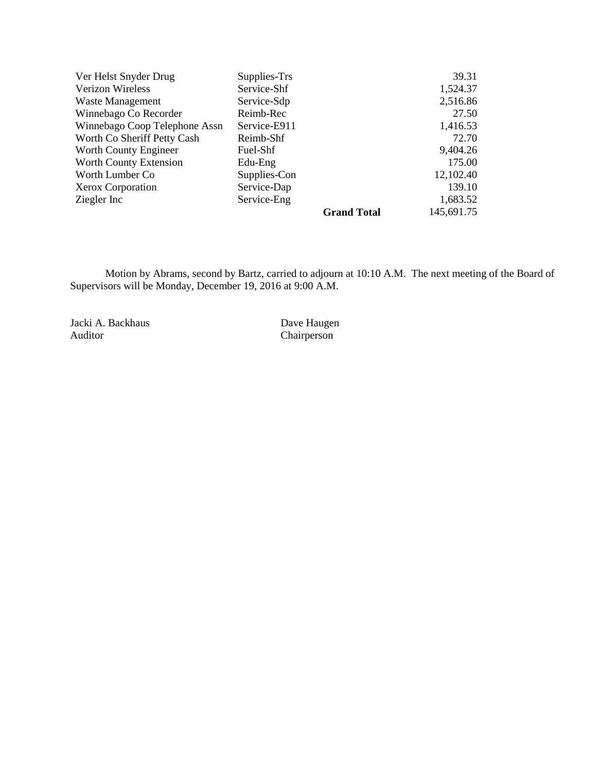| | | | |
|---|---|---|---|
| Ver Helst Snyder Drug | Supplies-Trs | | 39.31 |
| Verizon Wireless | Service-Shf | | 1,524.37 |
| Waste Management | Service-Sdp | | 2,516.86 |
| Winnebago Co Recorder | Reimb-Rec | | 27.50 |
| Winnebago Coop Telephone Assn | Service-E911 | | 1,416.53 |
| Worth Co Sheriff Petty Cash | Reimb-Shf | | 72.70 |
| Worth County Engineer | Fuel-Shf | | 9,404.26 |
| Worth County Extension | Edu-Eng | | 175.00 |
| Worth Lumber Co | Supplies-Con | | 12,102.40 |
| Xerox Corporation | Service-Dap | | 139.10 |
| Ziegler Inc | Service-Eng | | 1,683.52 |
| | | **Grand Total** | 145,691.75 |

Motion by Abrams, second by Bartz, carried to adjourn at 10:10 A.M. The next meeting of the Board of Supervisors will be Monday, December 19, 2016 at 9:00 A.M.

Jacki A. Backhaus
Auditor

Dave Haugen
Chairperson